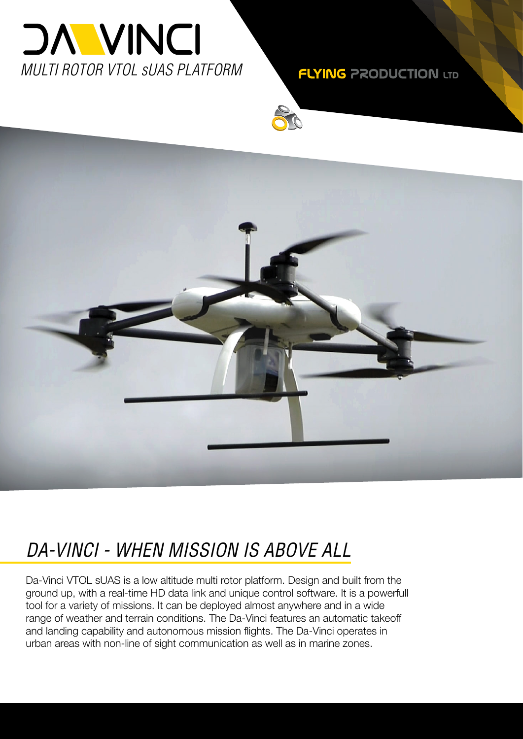# DAVINCI

*MULTI ROTOR VTOL sUAS PLATFORM*

**FLYING PRODUCTION LTD**

## *DA-VINCI - WHEN MISSION IS ABOVE ALL*

Da-Vinci VTOL sUAS is a low altitude multi rotor platform. Design and built from the ground up, with a real-time HD data link and unique control software. It is a powerfull tool for a variety of missions. It can be deployed almost anywhere and in a wide range of weather and terrain conditions. The Da-Vinci features an automatic takeoff and landing capability and autonomous mission flights. The Da-Vinci operates in urban areas with non-line of sight communication as well as in marine zones.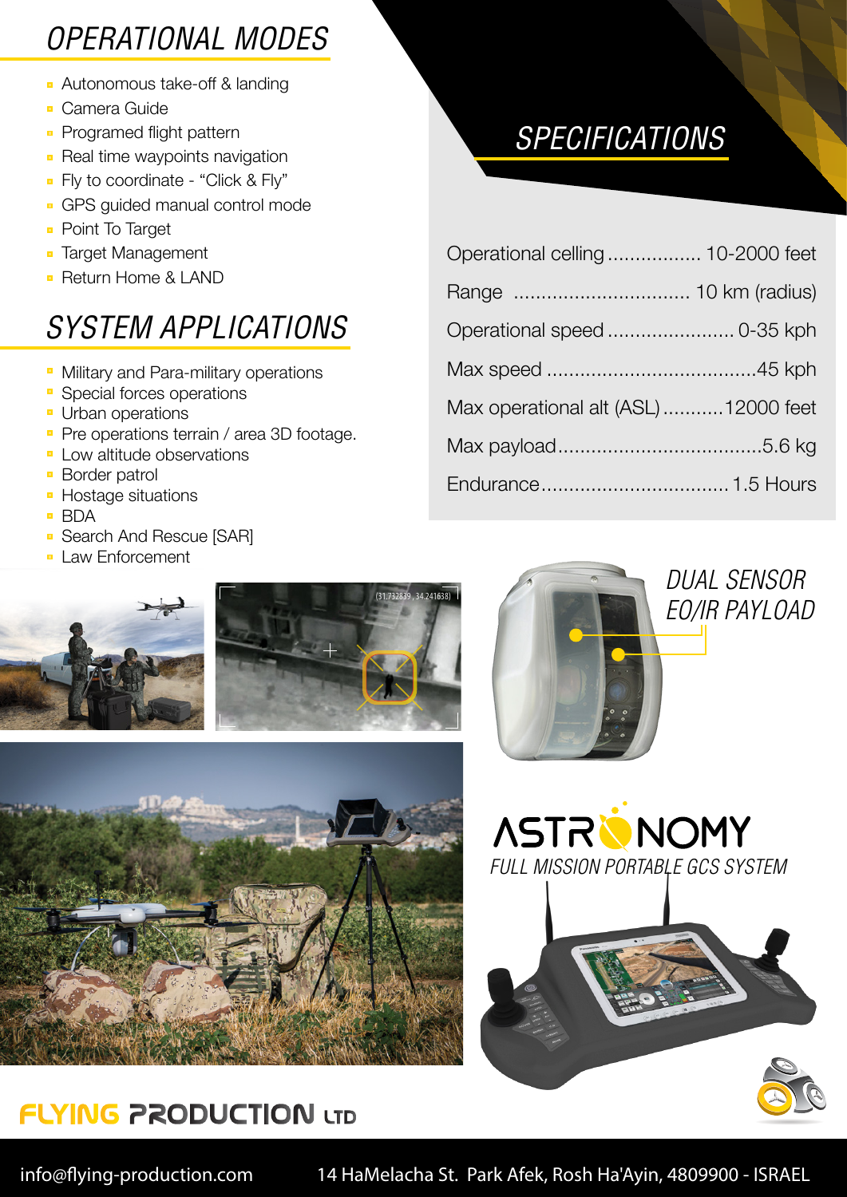## OPERATIONAL MODES

- Autonomous take-off & landing
- Camera Guide
- Programed flight pattern
- Real time waypoints navigation
- Fly to coordinate - "Click & Fly"
- GPS guided manual control mode
- Point To Target
- Target Management
- Return Home & LAND

## SYSTEM APPLICATIONS

- Military and Para-military operations
- Special forces operations
- Urban operations
- Pre operations terrain / area 3D footage.
- Low altitude observations
- Border patrol
- Hostage situations
- BDA
- Search And Rescue [SAR]
- Law Enforcement

## SPECIFICATIONS

| | |
|---|---|
| Operational celling | 10-2000 feet |
| Range | 10 km (radius) |
| Operational speed | 0-35 kph |
| Max speed | 45 kph |
| Max operational alt (ASL) | 12000 feet |
| Max payload | 5.6 kg |
| Endurance | 1.5 Hours |

DUAL SENSOR EO/IR PAYLOAD

ASTRONOMY

FULL MISSION PORTABLE GCS SYSTEM

FLYING PRODUCTION LTD

info@flying-production.com 14 HaMelacha St. Park Afek, Rosh Ha'Ayin, 4809900 - ISRAEL